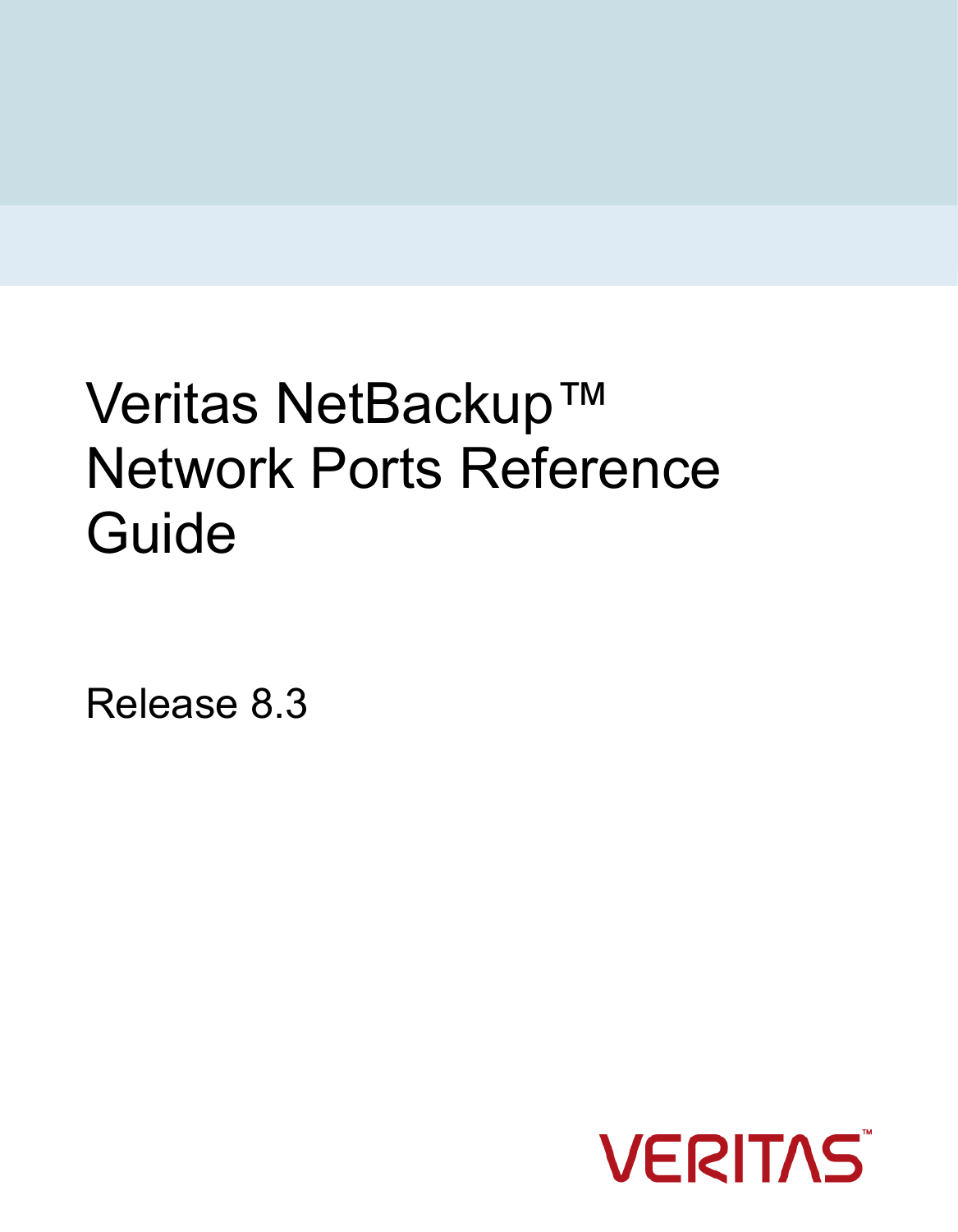# Veritas NetBackup™ Network Ports Reference Guide

Release 8.3

VERITAS™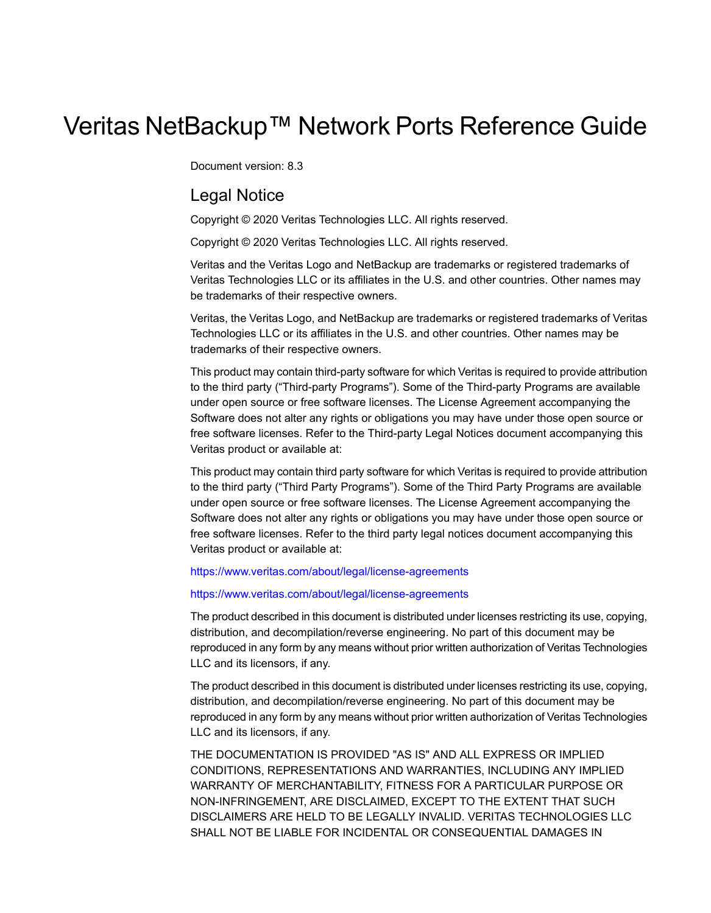# Veritas NetBackup™ Network Ports Reference Guide

Document version: 8.3

## Legal Notice

Copyright © 2020 Veritas Technologies LLC. All rights reserved.

Copyright © 2020 Veritas Technologies LLC. All rights reserved.

Veritas and the Veritas Logo and NetBackup are trademarks or registered trademarks of Veritas Technologies LLC or its affiliates in the U.S. and other countries. Other names may be trademarks of their respective owners.

Veritas, the Veritas Logo, and NetBackup are trademarks or registered trademarks of Veritas Technologies LLC or its affiliates in the U.S. and other countries. Other names may be trademarks of their respective owners.

This product may contain third-party software for which Veritas is required to provide attribution to the third party ("Third-party Programs"). Some of the Third-party Programs are available under open source or free software licenses. The License Agreement accompanying the Software does not alter any rights or obligations you may have under those open source or free software licenses. Refer to the Third-party Legal Notices document accompanying this Veritas product or available at:

This product may contain third party software for which Veritas is required to provide attribution to the third party ("Third Party Programs"). Some of the Third Party Programs are available under open source or free software licenses. The License Agreement accompanying the Software does not alter any rights or obligations you may have under those open source or free software licenses. Refer to the third party legal notices document accompanying this Veritas product or available at:

https://www.veritas.com/about/legal/license-agreements

https://www.veritas.com/about/legal/license-agreements

The product described in this document is distributed under licenses restricting its use, copying, distribution, and decompilation/reverse engineering. No part of this document may be reproduced in any form by any means without prior written authorization of Veritas Technologies LLC and its licensors, if any.

The product described in this document is distributed under licenses restricting its use, copying, distribution, and decompilation/reverse engineering. No part of this document may be reproduced in any form by any means without prior written authorization of Veritas Technologies LLC and its licensors, if any.

THE DOCUMENTATION IS PROVIDED "AS IS" AND ALL EXPRESS OR IMPLIED CONDITIONS, REPRESENTATIONS AND WARRANTIES, INCLUDING ANY IMPLIED WARRANTY OF MERCHANTABILITY, FITNESS FOR A PARTICULAR PURPOSE OR NON-INFRINGEMENT, ARE DISCLAIMED, EXCEPT TO THE EXTENT THAT SUCH DISCLAIMERS ARE HELD TO BE LEGALLY INVALID. VERITAS TECHNOLOGIES LLC SHALL NOT BE LIABLE FOR INCIDENTAL OR CONSEQUENTIAL DAMAGES IN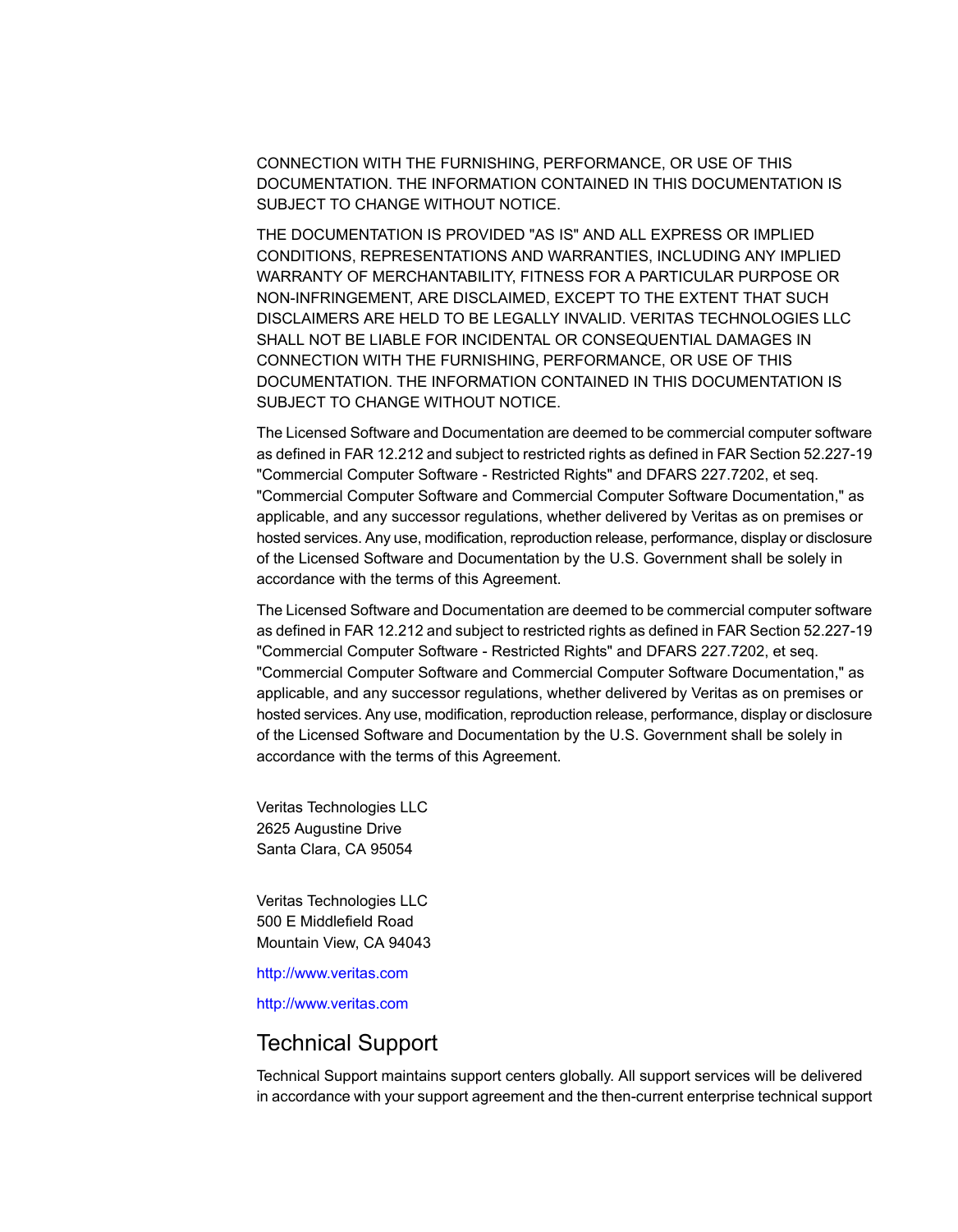CONNECTION WITH THE FURNISHING, PERFORMANCE, OR USE OF THIS DOCUMENTATION. THE INFORMATION CONTAINED IN THIS DOCUMENTATION IS SUBJECT TO CHANGE WITHOUT NOTICE.

THE DOCUMENTATION IS PROVIDED "AS IS" AND ALL EXPRESS OR IMPLIED CONDITIONS, REPRESENTATIONS AND WARRANTIES, INCLUDING ANY IMPLIED WARRANTY OF MERCHANTABILITY, FITNESS FOR A PARTICULAR PURPOSE OR NON-INFRINGEMENT, ARE DISCLAIMED, EXCEPT TO THE EXTENT THAT SUCH DISCLAIMERS ARE HELD TO BE LEGALLY INVALID. VERITAS TECHNOLOGIES LLC SHALL NOT BE LIABLE FOR INCIDENTAL OR CONSEQUENTIAL DAMAGES IN CONNECTION WITH THE FURNISHING, PERFORMANCE, OR USE OF THIS DOCUMENTATION. THE INFORMATION CONTAINED IN THIS DOCUMENTATION IS SUBJECT TO CHANGE WITHOUT NOTICE.

The Licensed Software and Documentation are deemed to be commercial computer software as defined in FAR 12.212 and subject to restricted rights as defined in FAR Section 52.227-19 "Commercial Computer Software - Restricted Rights" and DFARS 227.7202, et seq. "Commercial Computer Software and Commercial Computer Software Documentation," as applicable, and any successor regulations, whether delivered by Veritas as on premises or hosted services. Any use, modification, reproduction release, performance, display or disclosure of the Licensed Software and Documentation by the U.S. Government shall be solely in accordance with the terms of this Agreement.

The Licensed Software and Documentation are deemed to be commercial computer software as defined in FAR 12.212 and subject to restricted rights as defined in FAR Section 52.227-19 "Commercial Computer Software - Restricted Rights" and DFARS 227.7202, et seq. "Commercial Computer Software and Commercial Computer Software Documentation," as applicable, and any successor regulations, whether delivered by Veritas as on premises or hosted services. Any use, modification, reproduction release, performance, display or disclosure of the Licensed Software and Documentation by the U.S. Government shall be solely in accordance with the terms of this Agreement.

Veritas Technologies LLC
2625 Augustine Drive
Santa Clara, CA 95054

Veritas Technologies LLC
500 E Middlefield Road
Mountain View, CA 94043

http://www.veritas.com

http://www.veritas.com

## Technical Support

Technical Support maintains support centers globally. All support services will be delivered in accordance with your support agreement and the then-current enterprise technical support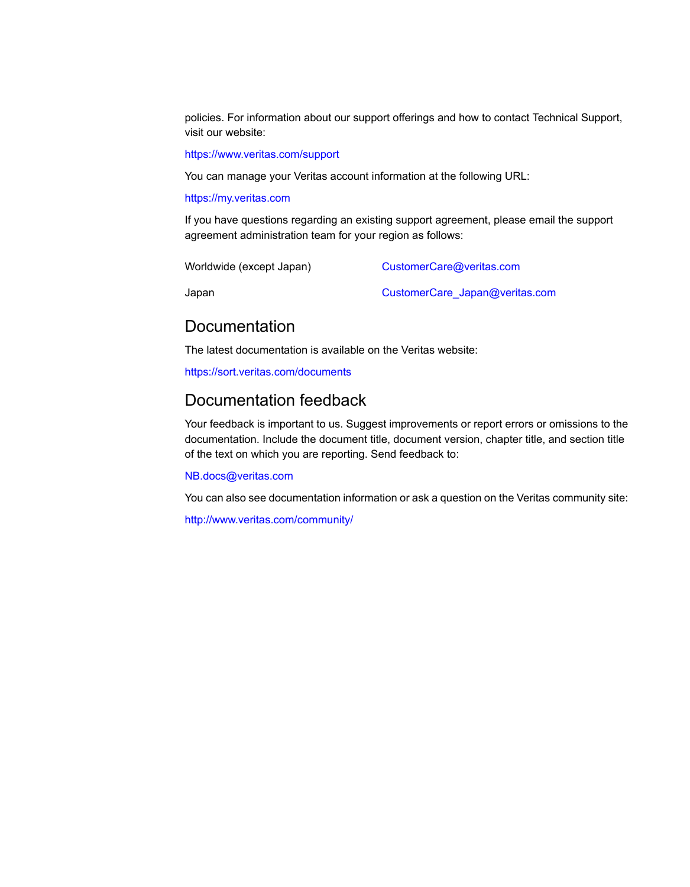policies. For information about our support offerings and how to contact Technical Support, visit our website:

https://www.veritas.com/support

You can manage your Veritas account information at the following URL:

https://my.veritas.com

If you have questions regarding an existing support agreement, please email the support agreement administration team for your region as follows:

| | |
|---|---|
| Worldwide (except Japan) | CustomerCare@veritas.com |
| Japan | CustomerCare_Japan@veritas.com |

## Documentation

The latest documentation is available on the Veritas website:

https://sort.veritas.com/documents

## Documentation feedback

Your feedback is important to us. Suggest improvements or report errors or omissions to the documentation. Include the document title, document version, chapter title, and section title of the text on which you are reporting. Send feedback to:

NB.docs@veritas.com

You can also see documentation information or ask a question on the Veritas community site:

http://www.veritas.com/community/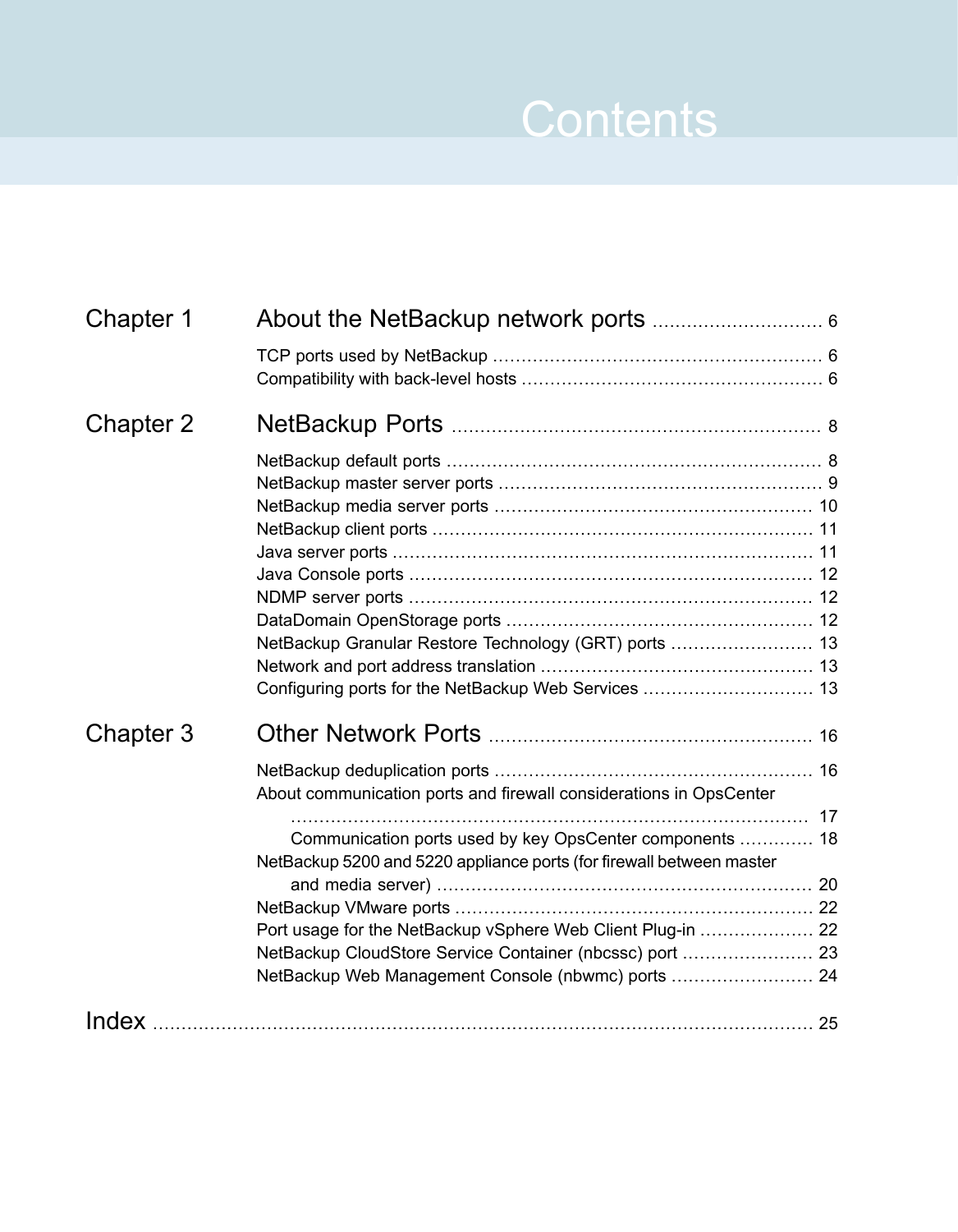# Contents

- **Chapter 1 — About the NetBackup network ports** .......... 6
  - TCP ports used by NetBackup .......... 6
  - Compatibility with back-level hosts .......... 6
- **Chapter 2 — NetBackup Ports** .......... 8
  - NetBackup default ports .......... 8
  - NetBackup master server ports .......... 9
  - NetBackup media server ports .......... 10
  - NetBackup client ports .......... 11
  - Java server ports .......... 11
  - Java Console ports .......... 12
  - NDMP server ports .......... 12
  - DataDomain OpenStorage ports .......... 12
  - NetBackup Granular Restore Technology (GRT) ports .......... 13
  - Network and port address translation .......... 13
  - Configuring ports for the NetBackup Web Services .......... 13
- **Chapter 3 — Other Network Ports** .......... 16
  - NetBackup deduplication ports .......... 16
  - About communication ports and firewall considerations in OpsCenter .......... 17
    - Communication ports used by key OpsCenter components .......... 18
  - NetBackup 5200 and 5220 appliance ports (for firewall between master and media server) .......... 20
  - NetBackup VMware ports .......... 22
  - Port usage for the NetBackup vSphere Web Client Plug-in .......... 22
  - NetBackup CloudStore Service Container (nbcssc) port .......... 23
  - NetBackup Web Management Console (nbwmc) ports .......... 24
- **Index** .......... 25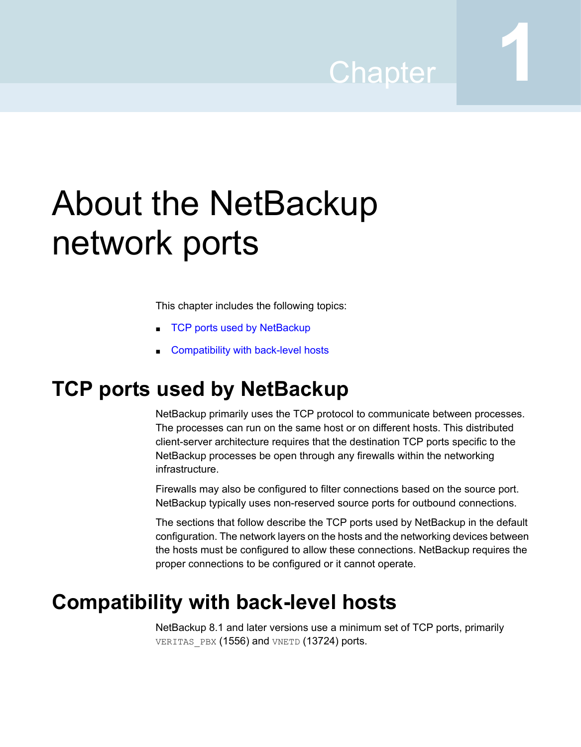# Chapter 1

# About the NetBackup network ports

This chapter includes the following topics:

- TCP ports used by NetBackup
- Compatibility with back-level hosts

## TCP ports used by NetBackup

NetBackup primarily uses the TCP protocol to communicate between processes. The processes can run on the same host or on different hosts. This distributed client-server architecture requires that the destination TCP ports specific to the NetBackup processes be open through any firewalls within the networking infrastructure.

Firewalls may also be configured to filter connections based on the source port. NetBackup typically uses non-reserved source ports for outbound connections.

The sections that follow describe the TCP ports used by NetBackup in the default configuration. The network layers on the hosts and the networking devices between the hosts must be configured to allow these connections. NetBackup requires the proper connections to be configured or it cannot operate.

## Compatibility with back-level hosts

NetBackup 8.1 and later versions use a minimum set of TCP ports, primarily `VERITAS_PBX` (1556) and `VNETD` (13724) ports.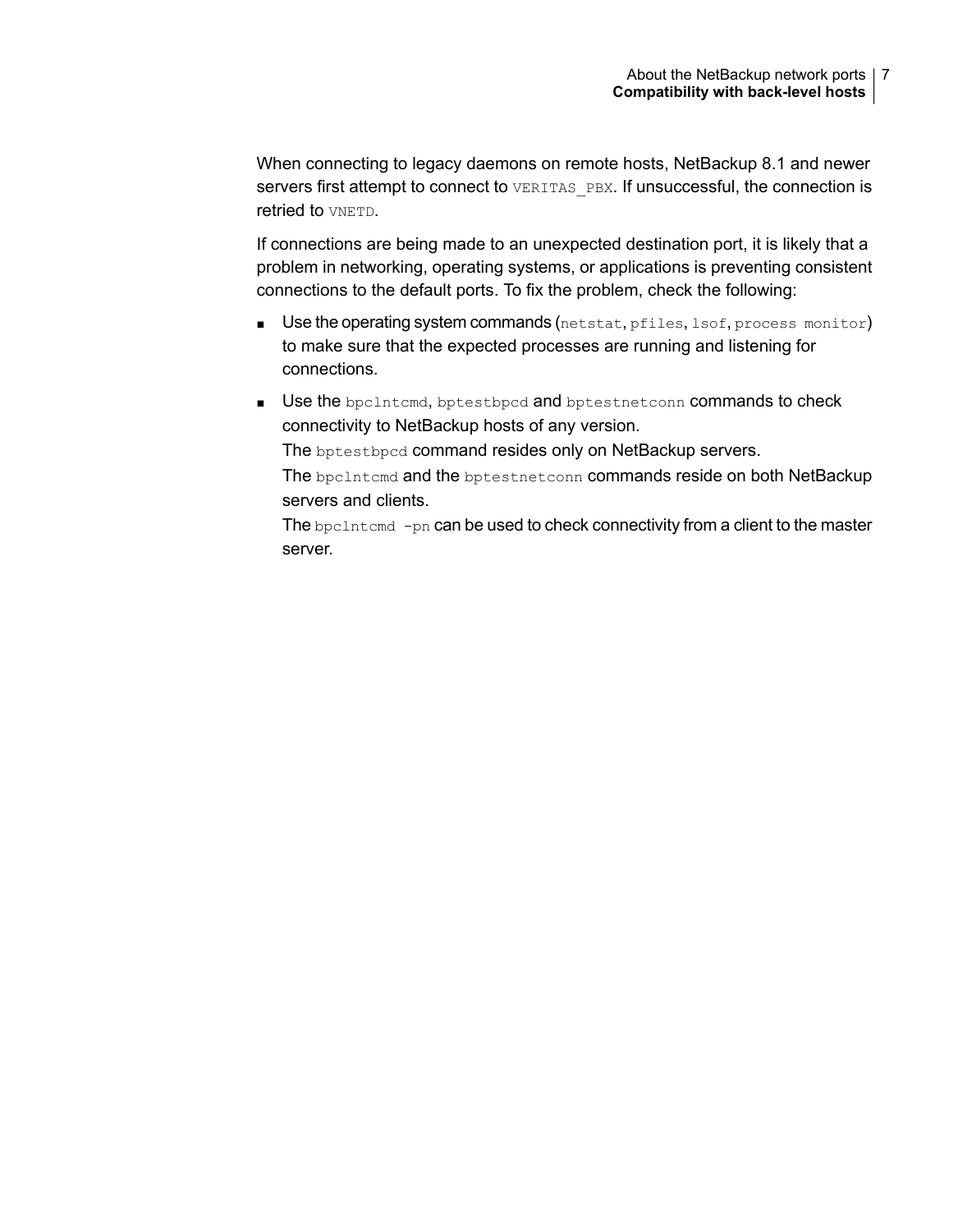When connecting to legacy daemons on remote hosts, NetBackup 8.1 and newer servers first attempt to connect to `VERITAS_PBX`. If unsuccessful, the connection is retried to `VNETD`.

If connections are being made to an unexpected destination port, it is likely that a problem in networking, operating systems, or applications is preventing consistent connections to the default ports. To fix the problem, check the following:

- Use the operating system commands (`netstat`, `pfiles`, `lsof`, `process monitor`) to make sure that the expected processes are running and listening for connections.
- Use the `bpclntcmd`, `bptestbpcd` and `bptestnetconn` commands to check connectivity to NetBackup hosts of any version.
  The `bptestbpcd` command resides only on NetBackup servers.
  The `bpclntcmd` and the `bptestnetconn` commands reside on both NetBackup servers and clients.
  The `bpclntcmd -pn` can be used to check connectivity from a client to the master server.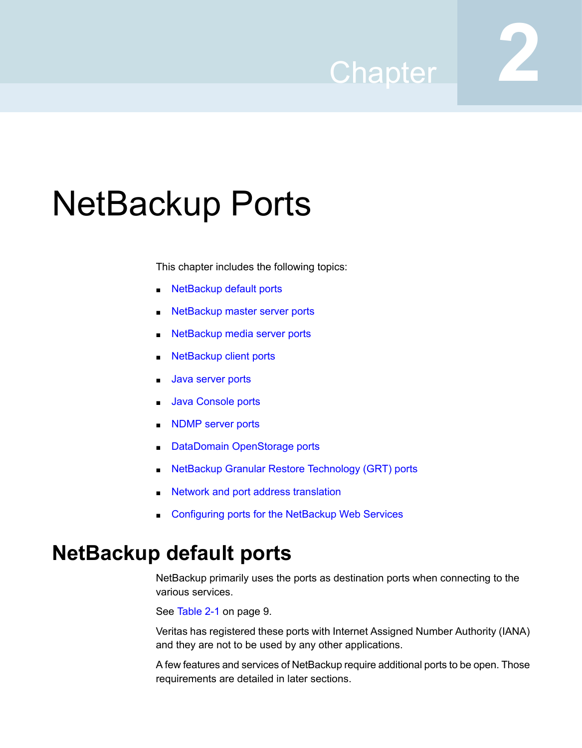Chapter 2

# NetBackup Ports

This chapter includes the following topics:

- NetBackup default ports
- NetBackup master server ports
- NetBackup media server ports
- NetBackup client ports
- Java server ports
- Java Console ports
- NDMP server ports
- DataDomain OpenStorage ports
- NetBackup Granular Restore Technology (GRT) ports
- Network and port address translation
- Configuring ports for the NetBackup Web Services

## NetBackup default ports

NetBackup primarily uses the ports as destination ports when connecting to the various services.

See Table 2-1 on page 9.

Veritas has registered these ports with Internet Assigned Number Authority (IANA) and they are not to be used by any other applications.

A few features and services of NetBackup require additional ports to be open. Those requirements are detailed in later sections.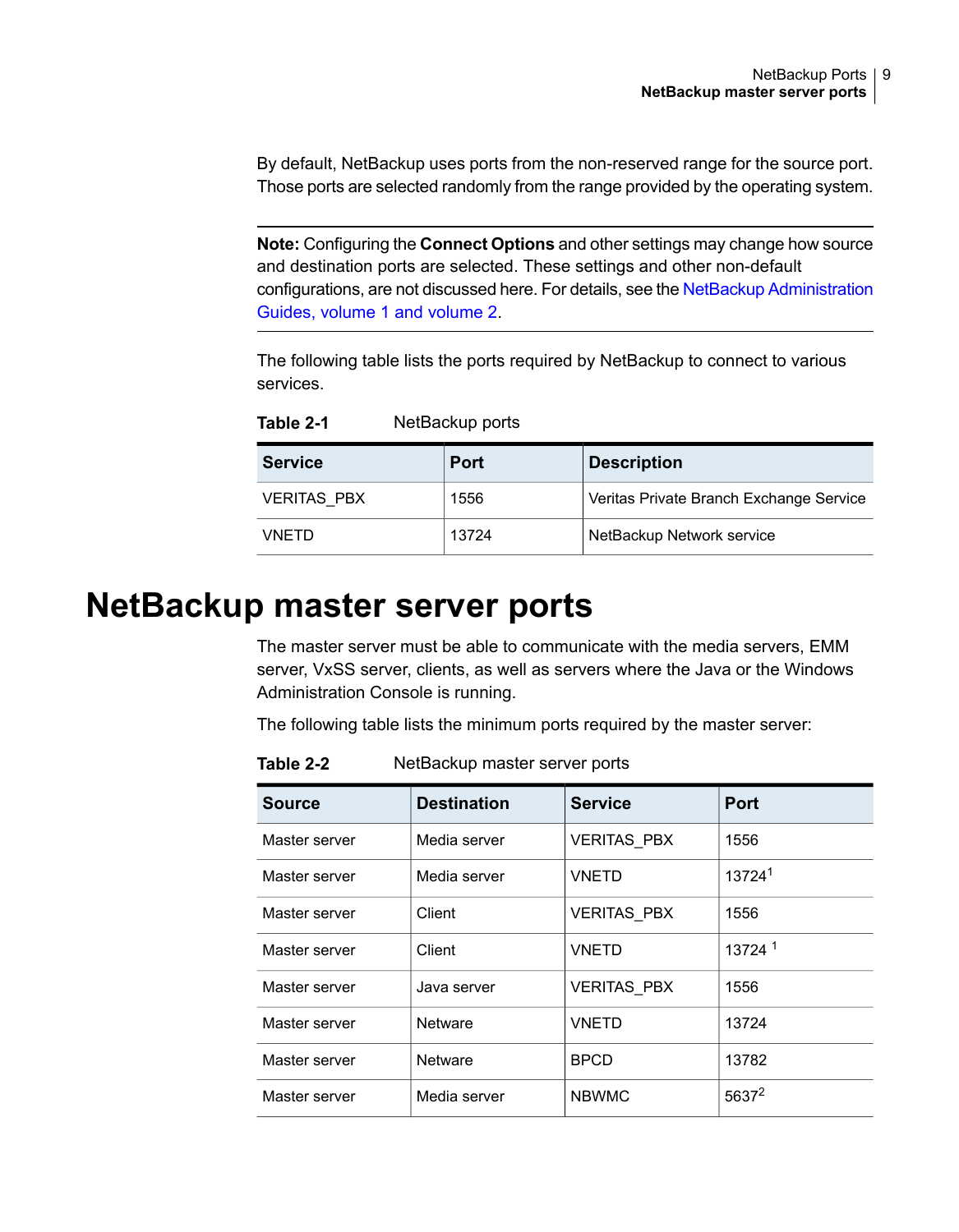By default, NetBackup uses ports from the non-reserved range for the source port. Those ports are selected randomly from the range provided by the operating system.

---

**Note:** Configuring the **Connect Options** and other settings may change how source and destination ports are selected. These settings and other non-default configurations, are not discussed here. For details, see the NetBackup Administration Guides, volume 1 and volume 2.

---

The following table lists the ports required by NetBackup to connect to various services.

**Table 2-1** NetBackup ports

| Service | Port | Description |
| --- | --- | --- |
| VERITAS_PBX | 1556 | Veritas Private Branch Exchange Service |
| VNETD | 13724 | NetBackup Network service |

# NetBackup master server ports

The master server must be able to communicate with the media servers, EMM server, VxSS server, clients, as well as servers where the Java or the Windows Administration Console is running.

The following table lists the minimum ports required by the master server:

**Table 2-2** NetBackup master server ports

| Source | Destination | Service | Port |
| --- | --- | --- | --- |
| Master server | Media server | VERITAS_PBX | 1556 |
| Master server | Media server | VNETD | 13724[1] |
| Master server | Client | VERITAS_PBX | 1556 |
| Master server | Client | VNETD | 13724 [1] |
| Master server | Java server | VERITAS_PBX | 1556 |
| Master server | Netware | VNETD | 13724 |
| Master server | Netware | BPCD | 13782 |
| Master server | Media server | NBWMC | 5637[2] |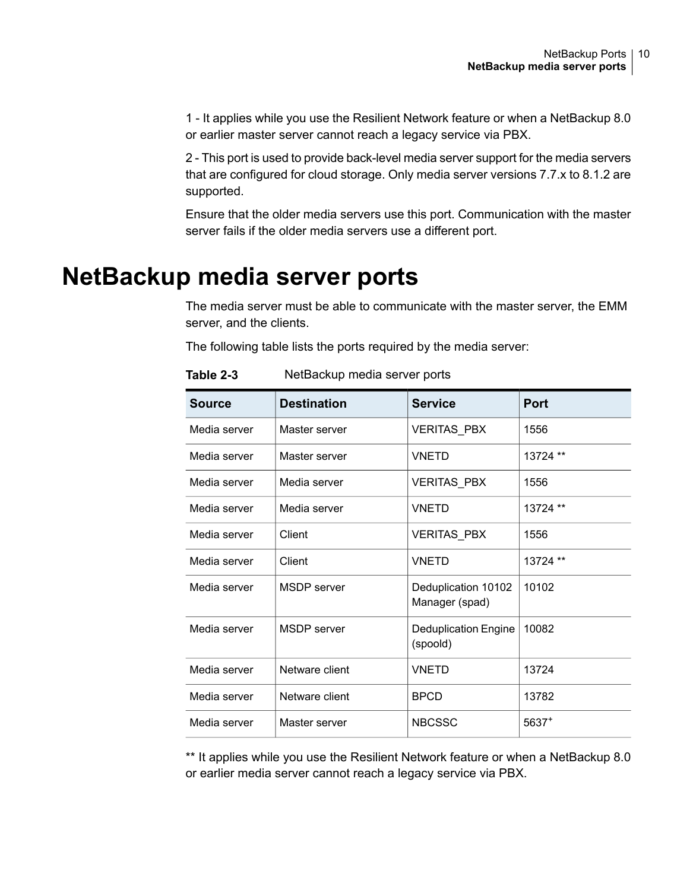1 - It applies while you use the Resilient Network feature or when a NetBackup 8.0 or earlier master server cannot reach a legacy service via PBX.

2 - This port is used to provide back-level media server support for the media servers that are configured for cloud storage. Only media server versions 7.7.x to 8.1.2 are supported.

Ensure that the older media servers use this port. Communication with the master server fails if the older media servers use a different port.

# NetBackup media server ports

The media server must be able to communicate with the master server, the EMM server, and the clients.

The following table lists the ports required by the media server:

**Table 2-3** NetBackup media server ports

| Source | Destination | Service | Port |
| --- | --- | --- | --- |
| Media server | Master server | VERITAS_PBX | 1556 |
| Media server | Master server | VNETD | 13724 ** |
| Media server | Media server | VERITAS_PBX | 1556 |
| Media server | Media server | VNETD | 13724 ** |
| Media server | Client | VERITAS_PBX | 1556 |
| Media server | Client | VNETD | 13724 ** |
| Media server | MSDP server | Deduplication 10102 Manager (spad) | 10102 |
| Media server | MSDP server | Deduplication Engine (spoold) | 10082 |
| Media server | Netware client | VNETD | 13724 |
| Media server | Netware client | BPCD | 13782 |
| Media server | Master server | NBCSSC | 5637+ |

** It applies while you use the Resilient Network feature or when a NetBackup 8.0 or earlier media server cannot reach a legacy service via PBX.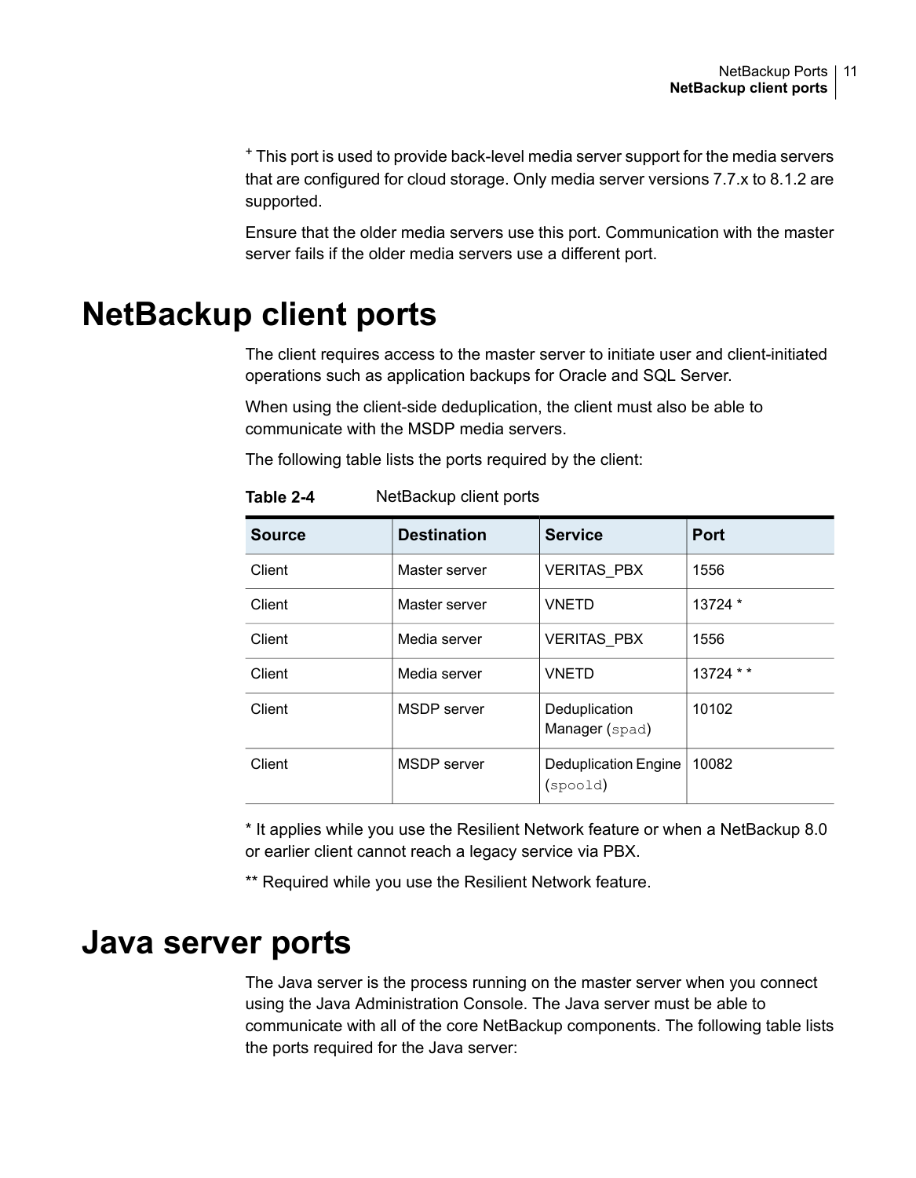+ This port is used to provide back-level media server support for the media servers that are configured for cloud storage. Only media server versions 7.7.x to 8.1.2 are supported.

Ensure that the older media servers use this port. Communication with the master server fails if the older media servers use a different port.

# NetBackup client ports

The client requires access to the master server to initiate user and client-initiated operations such as application backups for Oracle and SQL Server.

When using the client-side deduplication, the client must also be able to communicate with the MSDP media servers.

The following table lists the ports required by the client:

**Table 2-4** NetBackup client ports

| Source | Destination | Service | Port |
| --- | --- | --- | --- |
| Client | Master server | VERITAS_PBX | 1556 |
| Client | Master server | VNETD | 13724 * |
| Client | Media server | VERITAS_PBX | 1556 |
| Client | Media server | VNETD | 13724 * * |
| Client | MSDP server | Deduplication Manager (`spad`) | 10102 |
| Client | MSDP server | Deduplication Engine (`spoold`) | 10082 |

* It applies while you use the Resilient Network feature or when a NetBackup 8.0 or earlier client cannot reach a legacy service via PBX.

** Required while you use the Resilient Network feature.

# Java server ports

The Java server is the process running on the master server when you connect using the Java Administration Console. The Java server must be able to communicate with all of the core NetBackup components. The following table lists the ports required for the Java server: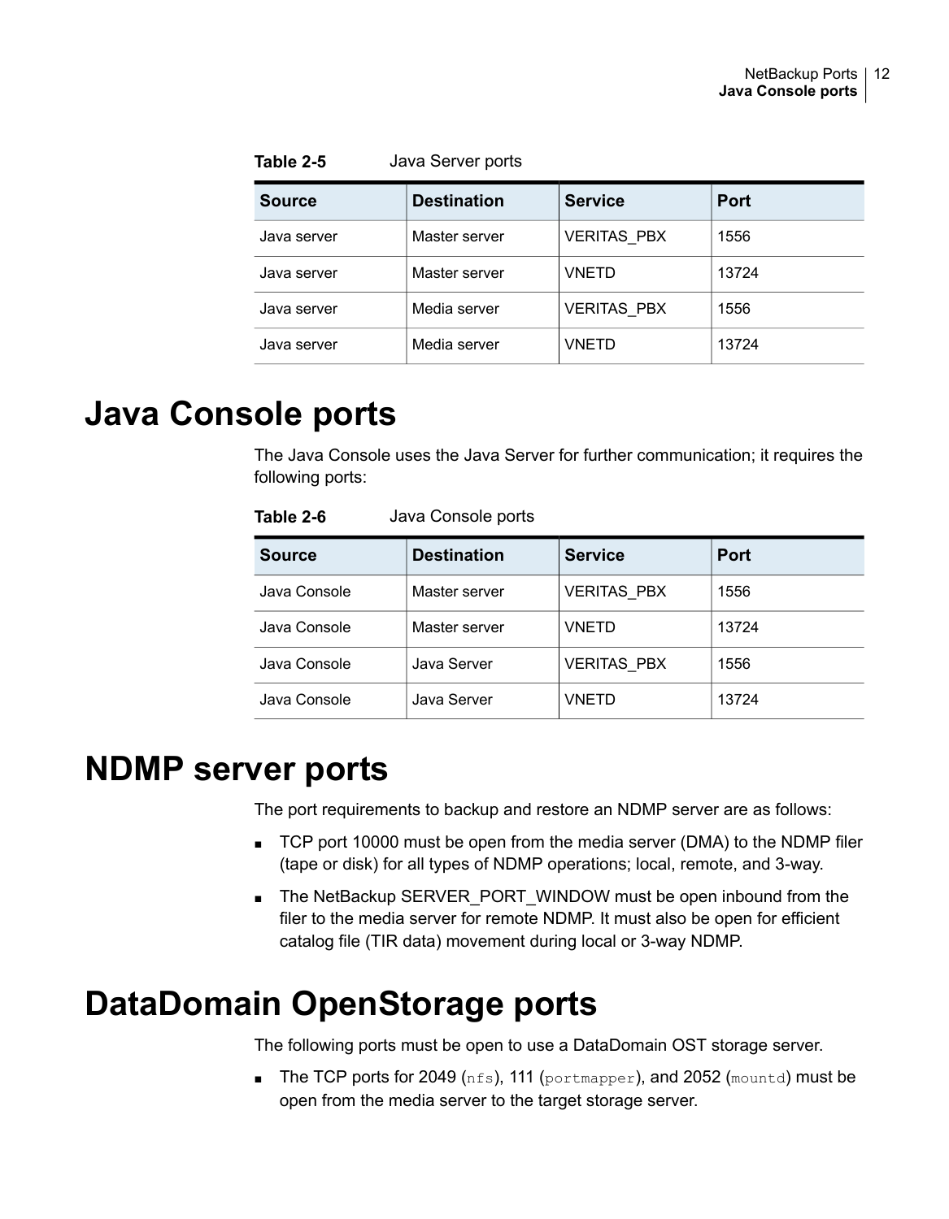**Table 2-5** Java Server ports

| Source | Destination | Service | Port |
|---|---|---|---|
| Java server | Master server | VERITAS_PBX | 1556 |
| Java server | Master server | VNETD | 13724 |
| Java server | Media server | VERITAS_PBX | 1556 |
| Java server | Media server | VNETD | 13724 |

# Java Console ports

The Java Console uses the Java Server for further communication; it requires the following ports:

**Table 2-6** Java Console ports

| Source | Destination | Service | Port |
|---|---|---|---|
| Java Console | Master server | VERITAS_PBX | 1556 |
| Java Console | Master server | VNETD | 13724 |
| Java Console | Java Server | VERITAS_PBX | 1556 |
| Java Console | Java Server | VNETD | 13724 |

# NDMP server ports

The port requirements to backup and restore an NDMP server are as follows:

- TCP port 10000 must be open from the media server (DMA) to the NDMP filer (tape or disk) for all types of NDMP operations; local, remote, and 3-way.
- The NetBackup SERVER_PORT_WINDOW must be open inbound from the filer to the media server for remote NDMP. It must also be open for efficient catalog file (TIR data) movement during local or 3-way NDMP.

# DataDomain OpenStorage ports

The following ports must be open to use a DataDomain OST storage server.

- The TCP ports for 2049 (`nfs`), 111 (`portmapper`), and 2052 (`mountd`) must be open from the media server to the target storage server.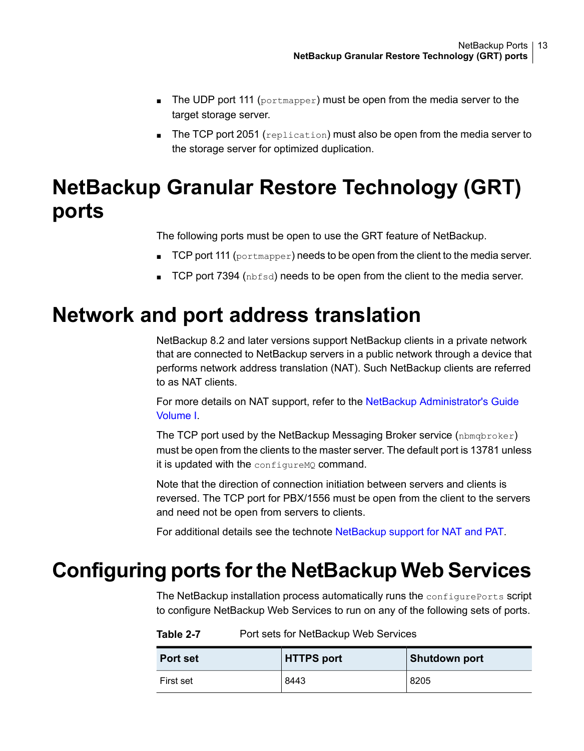- The UDP port 111 (portmapper) must be open from the media server to the target storage server.
- The TCP port 2051 (replication) must also be open from the media server to the storage server for optimized duplication.

# NetBackup Granular Restore Technology (GRT) ports

The following ports must be open to use the GRT feature of NetBackup.

- TCP port 111 (portmapper) needs to be open from the client to the media server.
- TCP port 7394 (nbfsd) needs to be open from the client to the media server.

# Network and port address translation

NetBackup 8.2 and later versions support NetBackup clients in a private network that are connected to NetBackup servers in a public network through a device that performs network address translation (NAT). Such NetBackup clients are referred to as NAT clients.

For more details on NAT support, refer to the NetBackup Administrator's Guide Volume I.

The TCP port used by the NetBackup Messaging Broker service (nbmqbroker) must be open from the clients to the master server. The default port is 13781 unless it is updated with the configureMQ command.

Note that the direction of connection initiation between servers and clients is reversed. The TCP port for PBX/1556 must be open from the client to the servers and need not be open from servers to clients.

For additional details see the technote NetBackup support for NAT and PAT.

# Configuring ports for the NetBackup Web Services

The NetBackup installation process automatically runs the configurePorts script to configure NetBackup Web Services to run on any of the following sets of ports.

**Table 2-7** Port sets for NetBackup Web Services

| Port set | HTTPS port | Shutdown port |
|---|---|---|
| First set | 8443 | 8205 |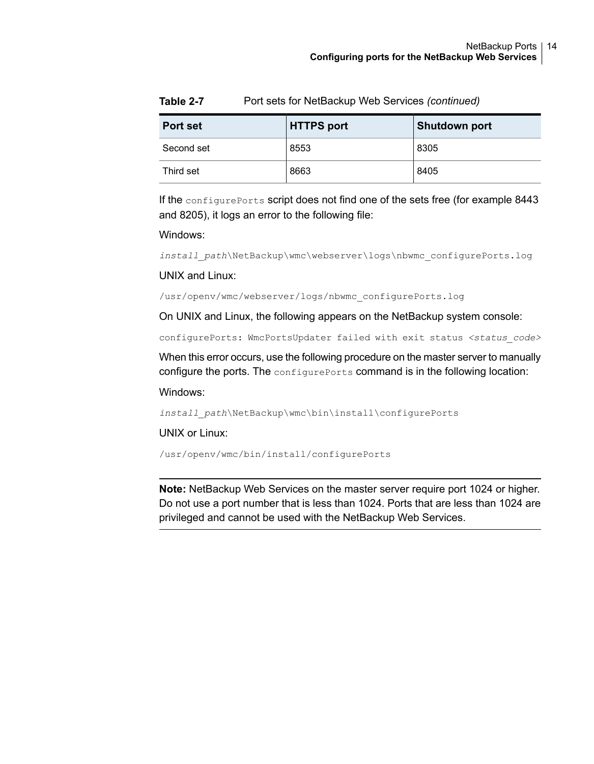**Table 2-7** Port sets for NetBackup Web Services *(continued)*

| Port set | HTTPS port | Shutdown port |
|---|---|---|
| Second set | 8553 | 8305 |
| Third set | 8663 | 8405 |

If the `configurePorts` script does not find one of the sets free (for example 8443 and 8205), it logs an error to the following file:

Windows:

```
install_path\NetBackup\wmc\webserver\logs\nbwmc_configurePorts.log
```

UNIX and Linux:

```
/usr/openv/wmc/webserver/logs/nbwmc_configurePorts.log
```

On UNIX and Linux, the following appears on the NetBackup system console:

```
configurePorts: WmcPortsUpdater failed with exit status <status_code>
```

When this error occurs, use the following procedure on the master server to manually configure the ports. The `configurePorts` command is in the following location:

Windows:

```
install_path\NetBackup\wmc\bin\install\configurePorts
```

UNIX or Linux:

```
/usr/openv/wmc/bin/install/configurePorts
```

---

**Note:** NetBackup Web Services on the master server require port 1024 or higher. Do not use a port number that is less than 1024. Ports that are less than 1024 are privileged and cannot be used with the NetBackup Web Services.

---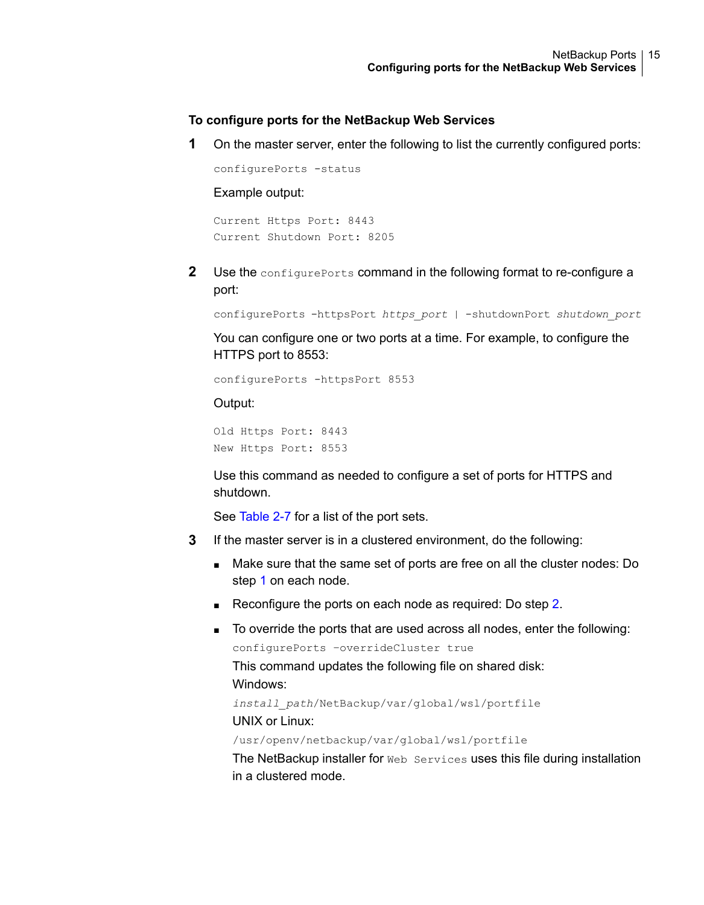**To configure ports for the NetBackup Web Services**

1. On the master server, enter the following to list the currently configured ports:

   ```
   configurePorts -status
   ```

   Example output:

   ```
   Current Https Port: 8443
   Current Shutdown Port: 8205
   ```

2. Use the `configurePorts` command in the following format to re-configure a port:

   ```
   configurePorts -httpsPort https_port | -shutdownPort shutdown_port
   ```

   You can configure one or two ports at a time. For example, to configure the HTTPS port to 8553:

   ```
   configurePorts -httpsPort 8553
   ```

   Output:

   ```
   Old Https Port: 8443
   New Https Port: 8553
   ```

   Use this command as needed to configure a set of ports for HTTPS and shutdown.

   See Table 2-7 for a list of the port sets.

3. If the master server is in a clustered environment, do the following:

   - Make sure that the same set of ports are free on all the cluster nodes: Do step 1 on each node.
   - Reconfigure the ports on each node as required: Do step 2.
   - To override the ports that are used across all nodes, enter the following:

     ```
     configurePorts –overrideCluster true
     ```

     This command updates the following file on shared disk:

     Windows:

     *install_path*`/NetBackup/var/global/wsl/portfile`

     UNIX or Linux:

     `/usr/openv/netbackup/var/global/wsl/portfile`

     The NetBackup installer for `Web Services` uses this file during installation in a clustered mode.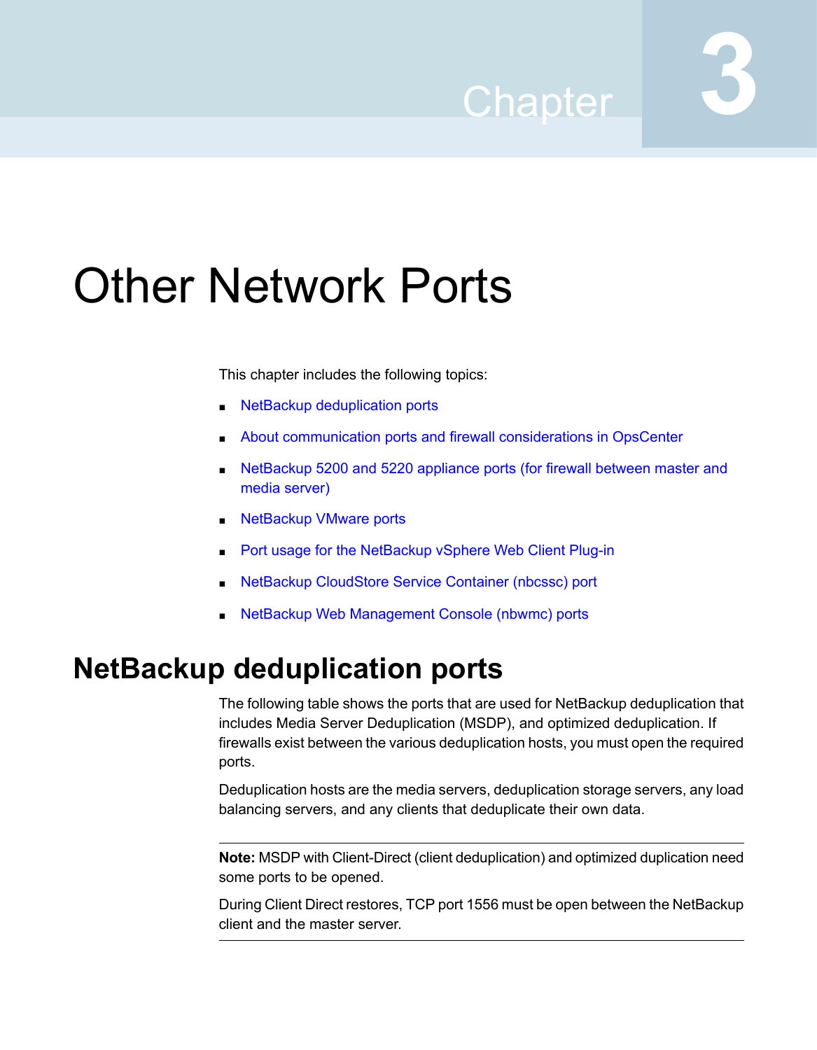# Chapter 3

# Other Network Ports

This chapter includes the following topics:

- NetBackup deduplication ports
- About communication ports and firewall considerations in OpsCenter
- NetBackup 5200 and 5220 appliance ports (for firewall between master and media server)
- NetBackup VMware ports
- Port usage for the NetBackup vSphere Web Client Plug-in
- NetBackup CloudStore Service Container (nbcssc) port
- NetBackup Web Management Console (nbwmc) ports

## NetBackup deduplication ports

The following table shows the ports that are used for NetBackup deduplication that includes Media Server Deduplication (MSDP), and optimized deduplication. If firewalls exist between the various deduplication hosts, you must open the required ports.

Deduplication hosts are the media servers, deduplication storage servers, any load balancing servers, and any clients that deduplicate their own data.

---

**Note:** MSDP with Client-Direct (client deduplication) and optimized duplication need some ports to be opened.

During Client Direct restores, TCP port 1556 must be open between the NetBackup client and the master server.

---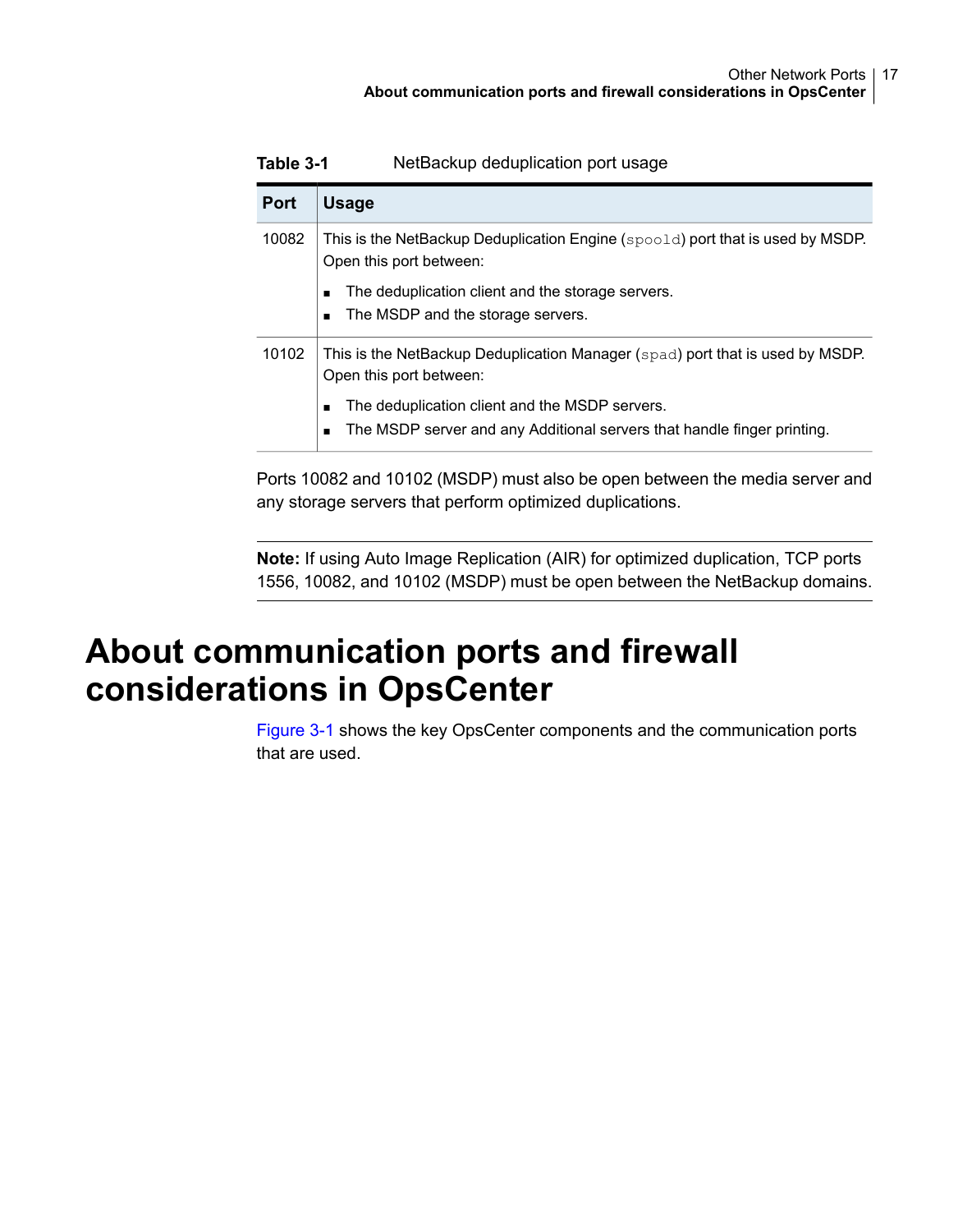**Table 3-1** NetBackup deduplication port usage

| Port | Usage |
|---|---|
| 10082 | This is the NetBackup Deduplication Engine (`spoold`) port that is used by MSDP. Open this port between:<br>■ The deduplication client and the storage servers.<br>■ The MSDP and the storage servers. |
| 10102 | This is the NetBackup Deduplication Manager (`spad`) port that is used by MSDP. Open this port between:<br>■ The deduplication client and the MSDP servers.<br>■ The MSDP server and any Additional servers that handle finger printing. |

Ports 10082 and 10102 (MSDP) must also be open between the media server and any storage servers that perform optimized duplications.

**Note:** If using Auto Image Replication (AIR) for optimized duplication, TCP ports 1556, 10082, and 10102 (MSDP) must be open between the NetBackup domains.

# About communication ports and firewall considerations in OpsCenter

Figure 3-1 shows the key OpsCenter components and the communication ports that are used.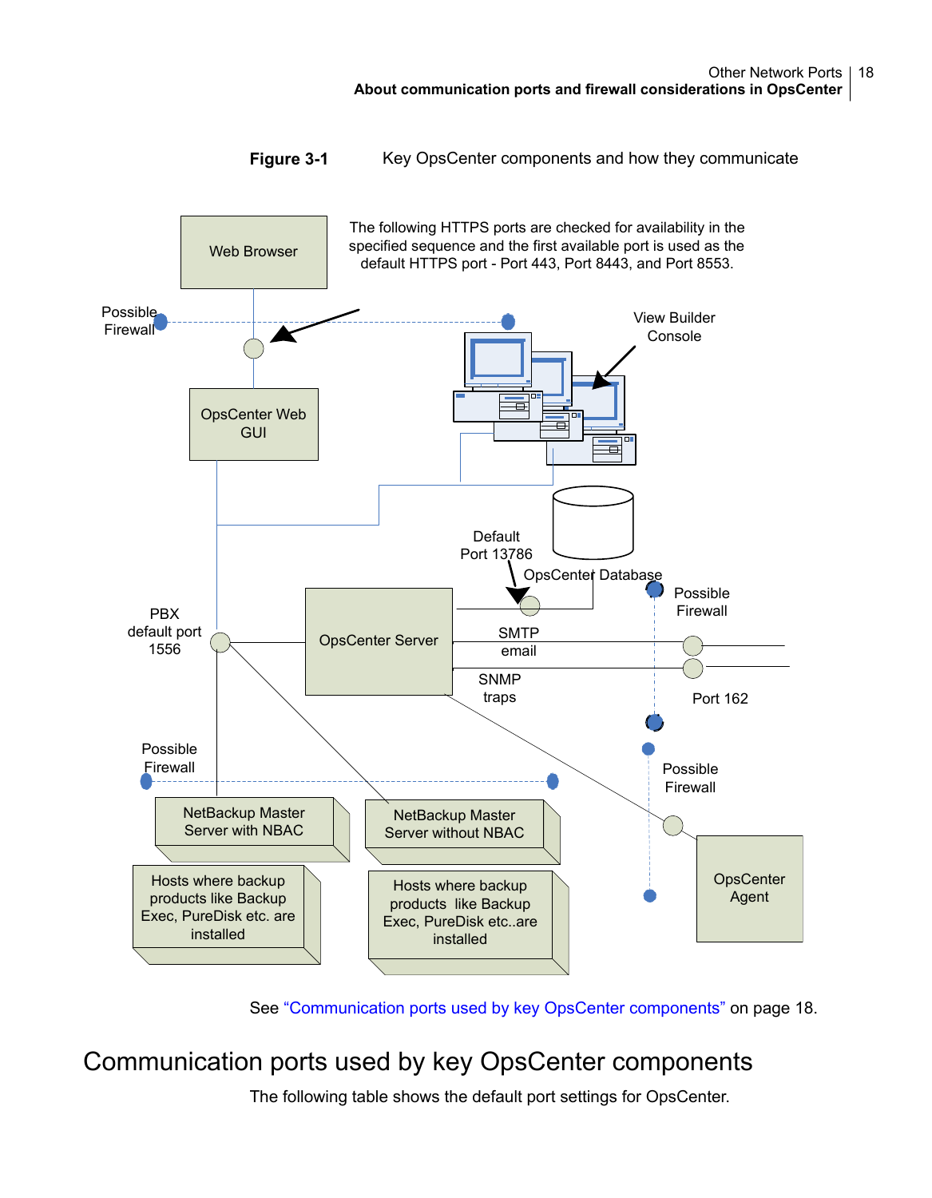**Figure 3-1** Key OpsCenter components and how they communicate

Web Browser

The following HTTPS ports are checked for availability in the specified sequence and the first available port is used as the default HTTPS port - Port 443, Port 8443, and Port 8553.

Possible Firewall

View Builder Console

OpsCenter Web GUI

Default Port 13786

OpsCenter Database

Possible Firewall

PBX default port 1556

OpsCenter Server

SMTP email

SNMP traps

Port 162

Possible Firewall

Possible Firewall

NetBackup Master Server with NBAC

NetBackup Master Server without NBAC

Hosts where backup products like Backup Exec, PureDisk etc. are installed

Hosts where backup products like Backup Exec, PureDisk etc..are installed

OpsCenter Agent

See "Communication ports used by key OpsCenter components" on page 18.

# Communication ports used by key OpsCenter components

The following table shows the default port settings for OpsCenter.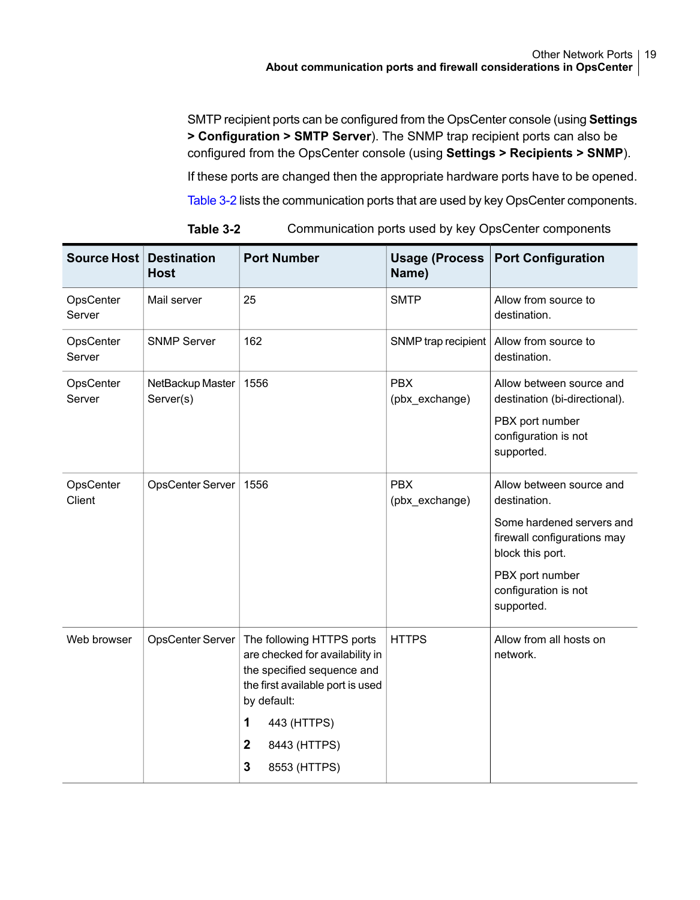SMTP recipient ports can be configured from the OpsCenter console (using **Settings > Configuration > SMTP Server**). The SNMP trap recipient ports can also be configured from the OpsCenter console (using **Settings > Recipients > SNMP**).

If these ports are changed then the appropriate hardware ports have to be opened.

Table 3-2 lists the communication ports that are used by key OpsCenter components.

**Table 3-2** Communication ports used by key OpsCenter components

| Source Host | Destination Host | Port Number | Usage (Process Name) | Port Configuration |
|---|---|---|---|---|
| OpsCenter Server | Mail server | 25 | SMTP | Allow from source to destination. |
| OpsCenter Server | SNMP Server | 162 | SNMP trap recipient | Allow from source to destination. |
| OpsCenter Server | NetBackup Master Server(s) | 1556 | PBX (pbx_exchange) | Allow between source and destination (bi-directional).<br><br>PBX port number configuration is not supported. |
| OpsCenter Client | OpsCenter Server | 1556 | PBX (pbx_exchange) | Allow between source and destination.<br><br>Some hardened servers and firewall configurations may block this port.<br><br>PBX port number configuration is not supported. |
| Web browser | OpsCenter Server | The following HTTPS ports are checked for availability in the specified sequence and the first available port is used by default:<br>**1** 443 (HTTPS)<br>**2** 8443 (HTTPS)<br>**3** 8553 (HTTPS) | HTTPS | Allow from all hosts on network. |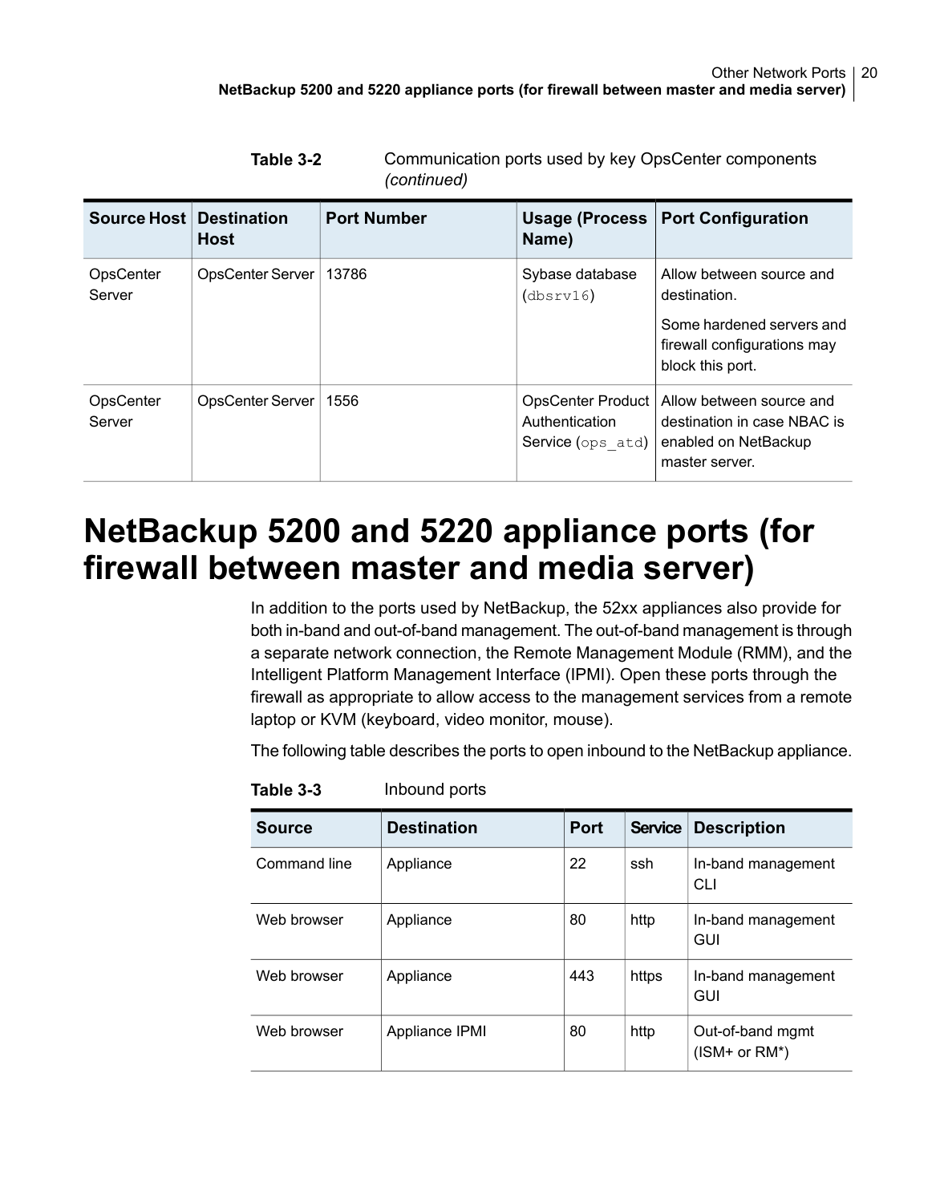Table 3-2 Communication ports used by key OpsCenter components *(continued)*

| Source Host | Destination Host | Port Number | Usage (Process Name) | Port Configuration |
|---|---|---|---|---|
| OpsCenter Server | OpsCenter Server | 13786 | Sybase database (`dbsrv16`) | Allow between source and destination.<br>Some hardened servers and firewall configurations may block this port. |
| OpsCenter Server | OpsCenter Server | 1556 | OpsCenter Product Authentication Service (`ops_atd`) | Allow between source and destination in case NBAC is enabled on NetBackup master server. |

# NetBackup 5200 and 5220 appliance ports (for firewall between master and media server)

In addition to the ports used by NetBackup, the 52xx appliances also provide for both in-band and out-of-band management. The out-of-band management is through a separate network connection, the Remote Management Module (RMM), and the Intelligent Platform Management Interface (IPMI). Open these ports through the firewall as appropriate to allow access to the management services from a remote laptop or KVM (keyboard, video monitor, mouse).

The following table describes the ports to open inbound to the NetBackup appliance.

Table 3-3 Inbound ports

| Source | Destination | Port | Service | Description |
|---|---|---|---|---|
| Command line | Appliance | 22 | ssh | In-band management CLI |
| Web browser | Appliance | 80 | http | In-band management GUI |
| Web browser | Appliance | 443 | https | In-band management GUI |
| Web browser | Appliance IPMI | 80 | http | Out-of-band mgmt (ISM+ or RM*) |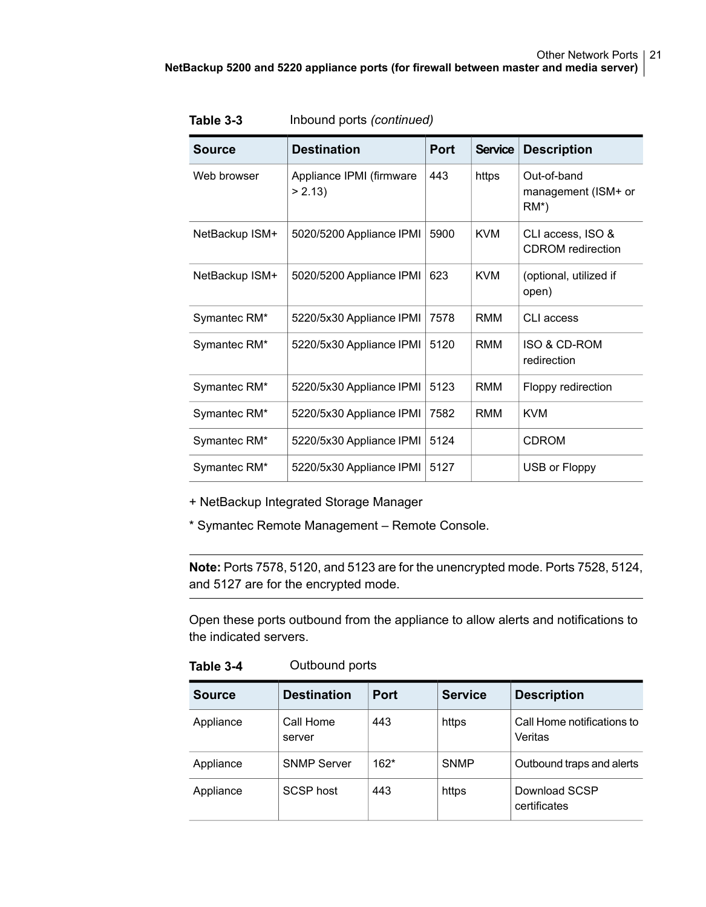**Table 3-3** Inbound ports *(continued)*

| Source | Destination | Port | Service | Description |
|---|---|---|---|---|
| Web browser | Appliance IPMI (firmware > 2.13) | 443 | https | Out-of-band management (ISM+ or RM*) |
| NetBackup ISM+ | 5020/5200 Appliance IPMI | 5900 | KVM | CLI access, ISO & CDROM redirection |
| NetBackup ISM+ | 5020/5200 Appliance IPMI | 623 | KVM | (optional, utilized if open) |
| Symantec RM* | 5220/5x30 Appliance IPMI | 7578 | RMM | CLI access |
| Symantec RM* | 5220/5x30 Appliance IPMI | 5120 | RMM | ISO & CD-ROM redirection |
| Symantec RM* | 5220/5x30 Appliance IPMI | 5123 | RMM | Floppy redirection |
| Symantec RM* | 5220/5x30 Appliance IPMI | 7582 | RMM | KVM |
| Symantec RM* | 5220/5x30 Appliance IPMI | 5124 | | CDROM |
| Symantec RM* | 5220/5x30 Appliance IPMI | 5127 | | USB or Floppy |

+ NetBackup Integrated Storage Manager

* Symantec Remote Management – Remote Console.

**Note:** Ports 7578, 5120, and 5123 are for the unencrypted mode. Ports 7528, 5124, and 5127 are for the encrypted mode.

Open these ports outbound from the appliance to allow alerts and notifications to the indicated servers.

**Table 3-4** Outbound ports

| Source | Destination | Port | Service | Description |
|---|---|---|---|---|
| Appliance | Call Home server | 443 | https | Call Home notifications to Veritas |
| Appliance | SNMP Server | 162* | SNMP | Outbound traps and alerts |
| Appliance | SCSP host | 443 | https | Download SCSP certificates |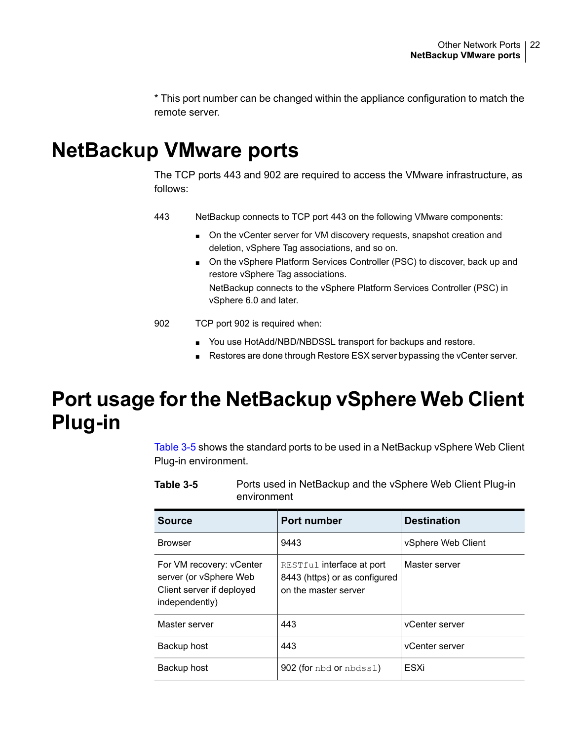* This port number can be changed within the appliance configuration to match the remote server.

# NetBackup VMware ports

The TCP ports 443 and 902 are required to access the VMware infrastructure, as follows:

443 NetBackup connects to TCP port 443 on the following VMware components:

- On the vCenter server for VM discovery requests, snapshot creation and deletion, vSphere Tag associations, and so on.
- On the vSphere Platform Services Controller (PSC) to discover, back up and restore vSphere Tag associations.
  NetBackup connects to the vSphere Platform Services Controller (PSC) in vSphere 6.0 and later.

902 TCP port 902 is required when:

- You use HotAdd/NBD/NBDSSL transport for backups and restore.
- Restores are done through Restore ESX server bypassing the vCenter server.

# Port usage for the NetBackup vSphere Web Client Plug-in

Table 3-5 shows the standard ports to be used in a NetBackup vSphere Web Client Plug-in environment.

**Table 3-5** Ports used in NetBackup and the vSphere Web Client Plug-in environment

| Source | Port number | Destination |
|---|---|---|
| Browser | 9443 | vSphere Web Client |
| For VM recovery: vCenter server (or vSphere Web Client server if deployed independently) | `RESTful` interface at port 8443 (https) or as configured on the master server | Master server |
| Master server | 443 | vCenter server |
| Backup host | 443 | vCenter server |
| Backup host | 902 (for `nbd` or `nbdssl`) | ESXi |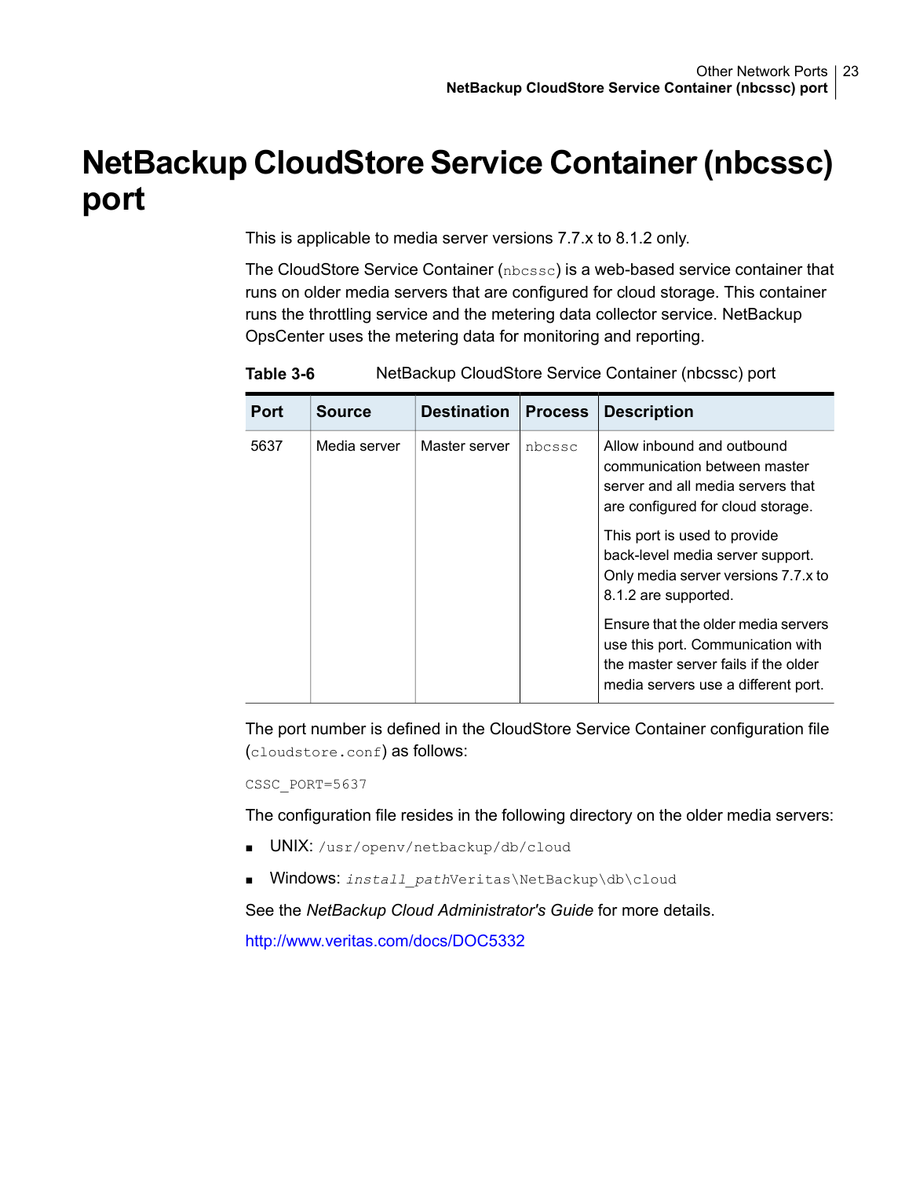# NetBackup CloudStore Service Container (nbcssc) port

This is applicable to media server versions 7.7.x to 8.1.2 only.

The CloudStore Service Container (`nbcssc`) is a web-based service container that runs on older media servers that are configured for cloud storage. This container runs the throttling service and the metering data collector service. NetBackup OpsCenter uses the metering data for monitoring and reporting.

**Table 3-6** NetBackup CloudStore Service Container (nbcssc) port

| Port | Source | Destination | Process | Description |
|---|---|---|---|---|
| 5637 | Media server | Master server | `nbcssc` | Allow inbound and outbound communication between master server and all media servers that are configured for cloud storage.<br><br>This port is used to provide back-level media server support. Only media server versions 7.7.x to 8.1.2 are supported.<br><br>Ensure that the older media servers use this port. Communication with the master server fails if the older media servers use a different port. |

The port number is defined in the CloudStore Service Container configuration file (`cloudstore.conf`) as follows:

```
CSSC_PORT=5637
```

The configuration file resides in the following directory on the older media servers:

- UNIX: `/usr/openv/netbackup/db/cloud`
- Windows: *`install_path`*`Veritas\NetBackup\db\cloud`

See the *NetBackup Cloud Administrator's Guide* for more details.

http://www.veritas.com/docs/DOC5332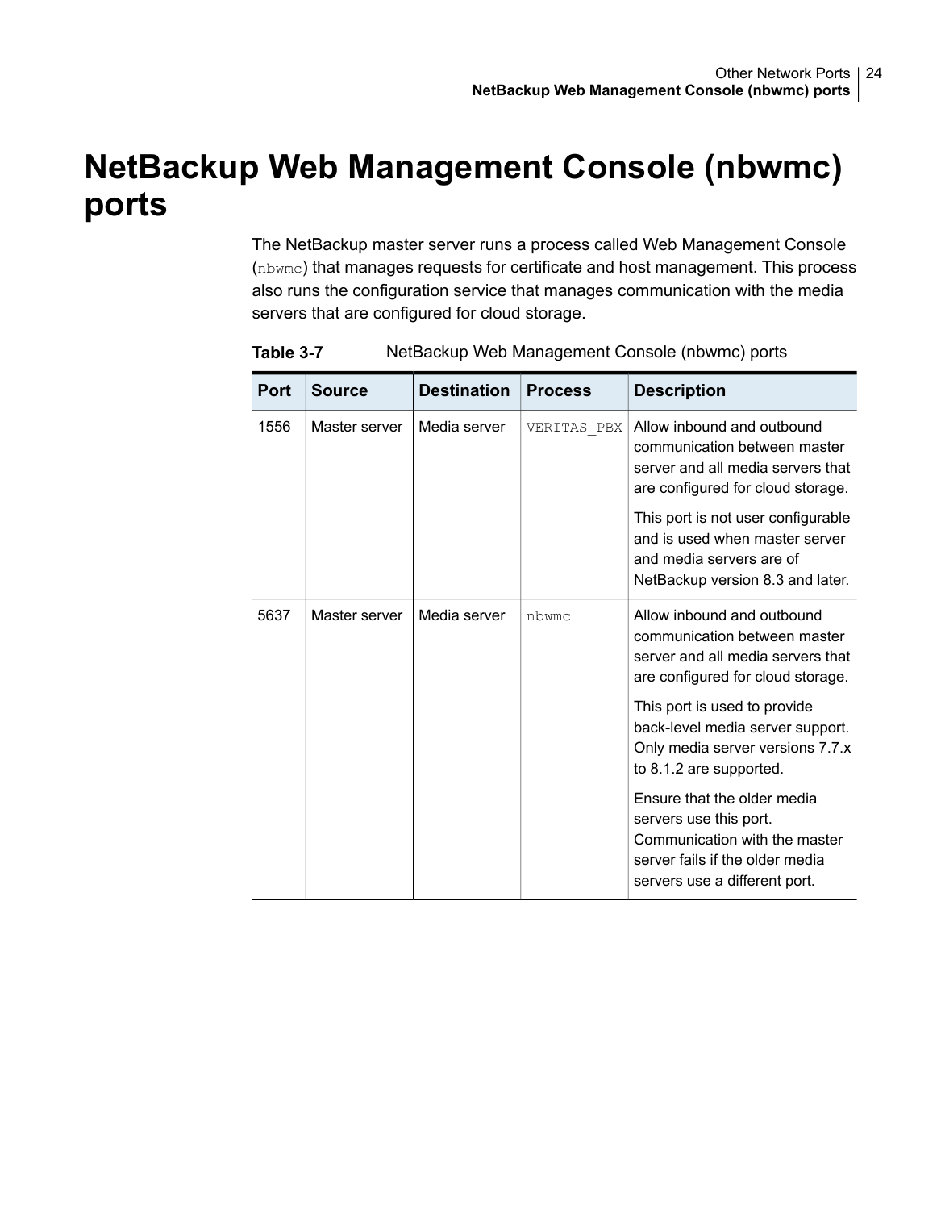# NetBackup Web Management Console (nbwmc) ports

The NetBackup master server runs a process called Web Management Console (`nbwmc`) that manages requests for certificate and host management. This process also runs the configuration service that manages communication with the media servers that are configured for cloud storage.

**Table 3-7** NetBackup Web Management Console (nbwmc) ports

| Port | Source | Destination | Process | Description |
|---|---|---|---|---|
| 1556 | Master server | Media server | `VERITAS_PBX` | Allow inbound and outbound communication between master server and all media servers that are configured for cloud storage.<br><br>This port is not user configurable and is used when master server and media servers are of NetBackup version 8.3 and later. |
| 5637 | Master server | Media server | `nbwmc` | Allow inbound and outbound communication between master server and all media servers that are configured for cloud storage.<br><br>This port is used to provide back-level media server support. Only media server versions 7.7.x to 8.1.2 are supported.<br><br>Ensure that the older media servers use this port. Communication with the master server fails if the older media servers use a different port. |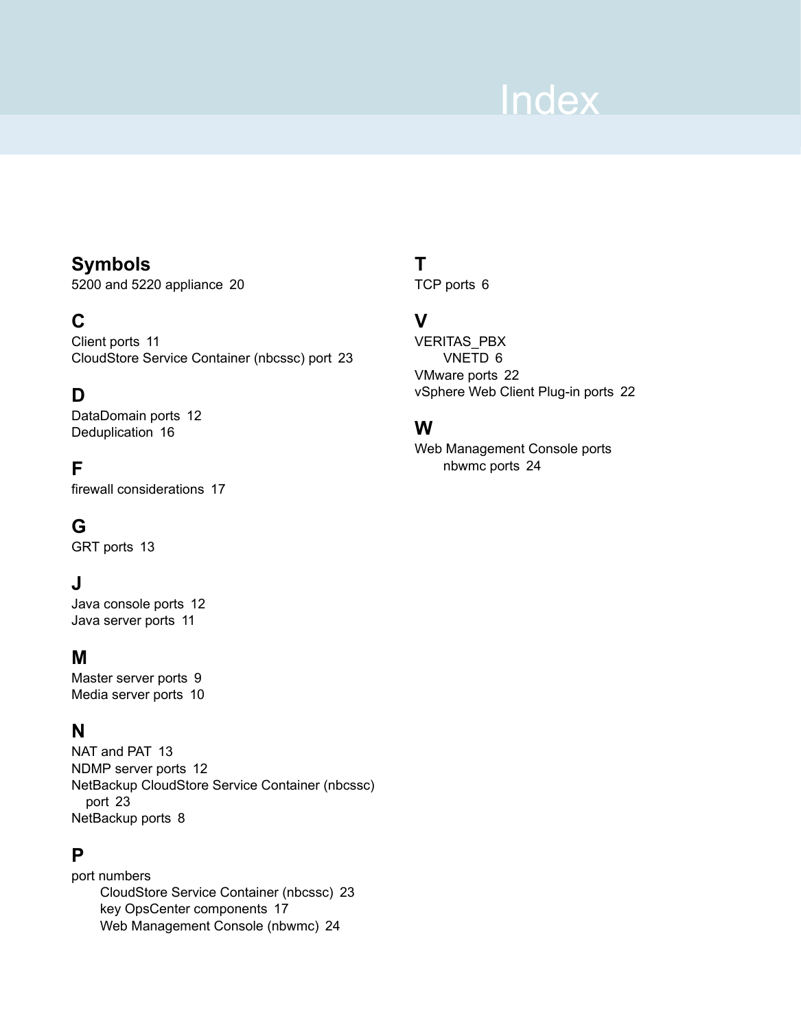# Index

## Symbols

5200 and 5220 appliance 20

## C

Client ports 11
CloudStore Service Container (nbcssc) port 23

## D

DataDomain ports 12
Deduplication 16

## F

firewall considerations 17

## G

GRT ports 13

## J

Java console ports 12
Java server ports 11

## M

Master server ports 9
Media server ports 10

## N

NAT and PAT 13
NDMP server ports 12
NetBackup CloudStore Service Container (nbcssc) port 23
NetBackup ports 8

## P

port numbers
- CloudStore Service Container (nbcssc) 23
- key OpsCenter components 17
- Web Management Console (nbwmc) 24

## T

TCP ports 6

## V

VERITAS_PBX
- VNETD 6

VMware ports 22
vSphere Web Client Plug-in ports 22

## W

Web Management Console ports
- nbwmc ports 24